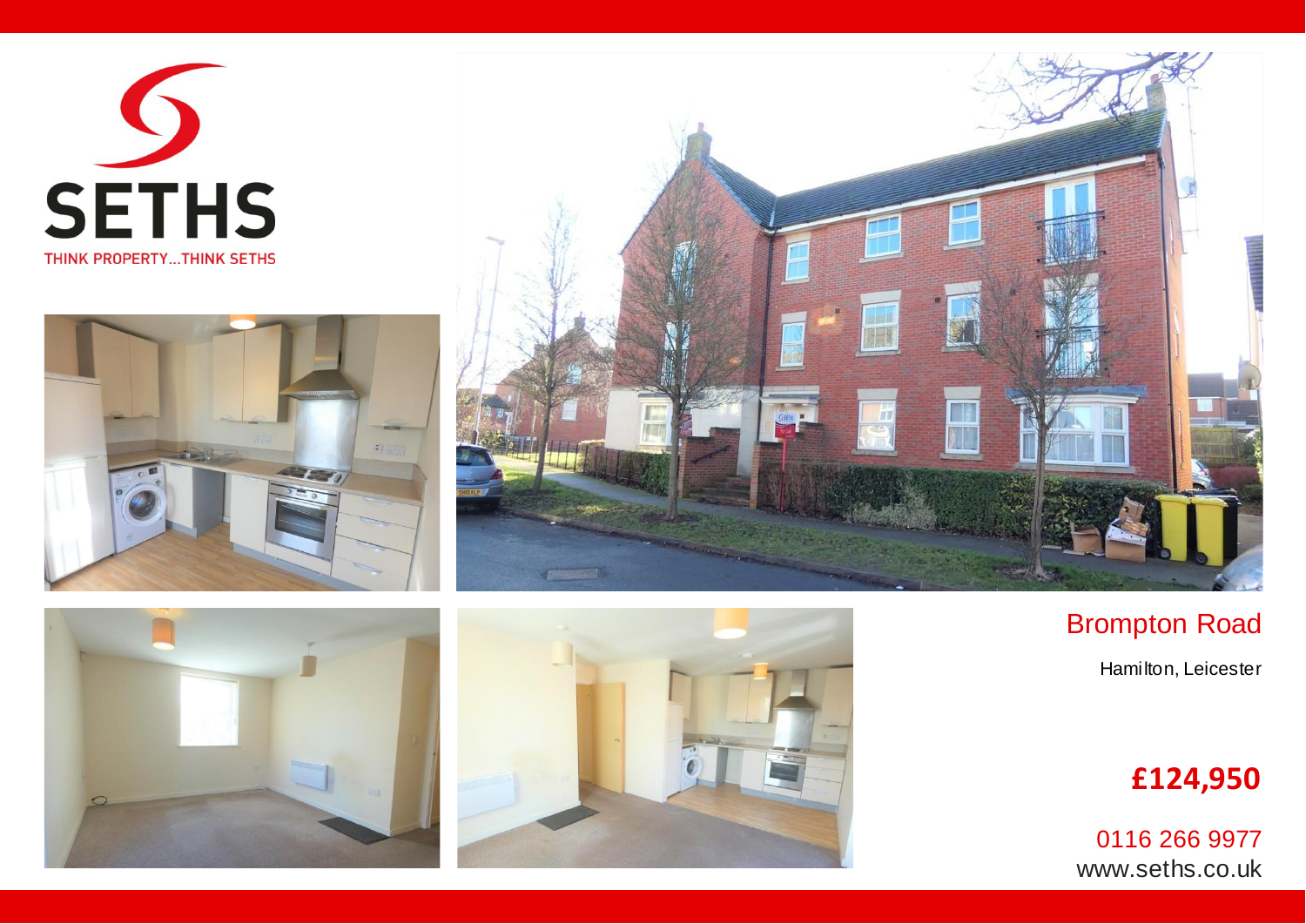SETHS

THINK PROPERTY...THINK SETHS

# Brompton Road

Hamilton, Leicester

**£124,950**

0116 266 9977

www.seths.co.uk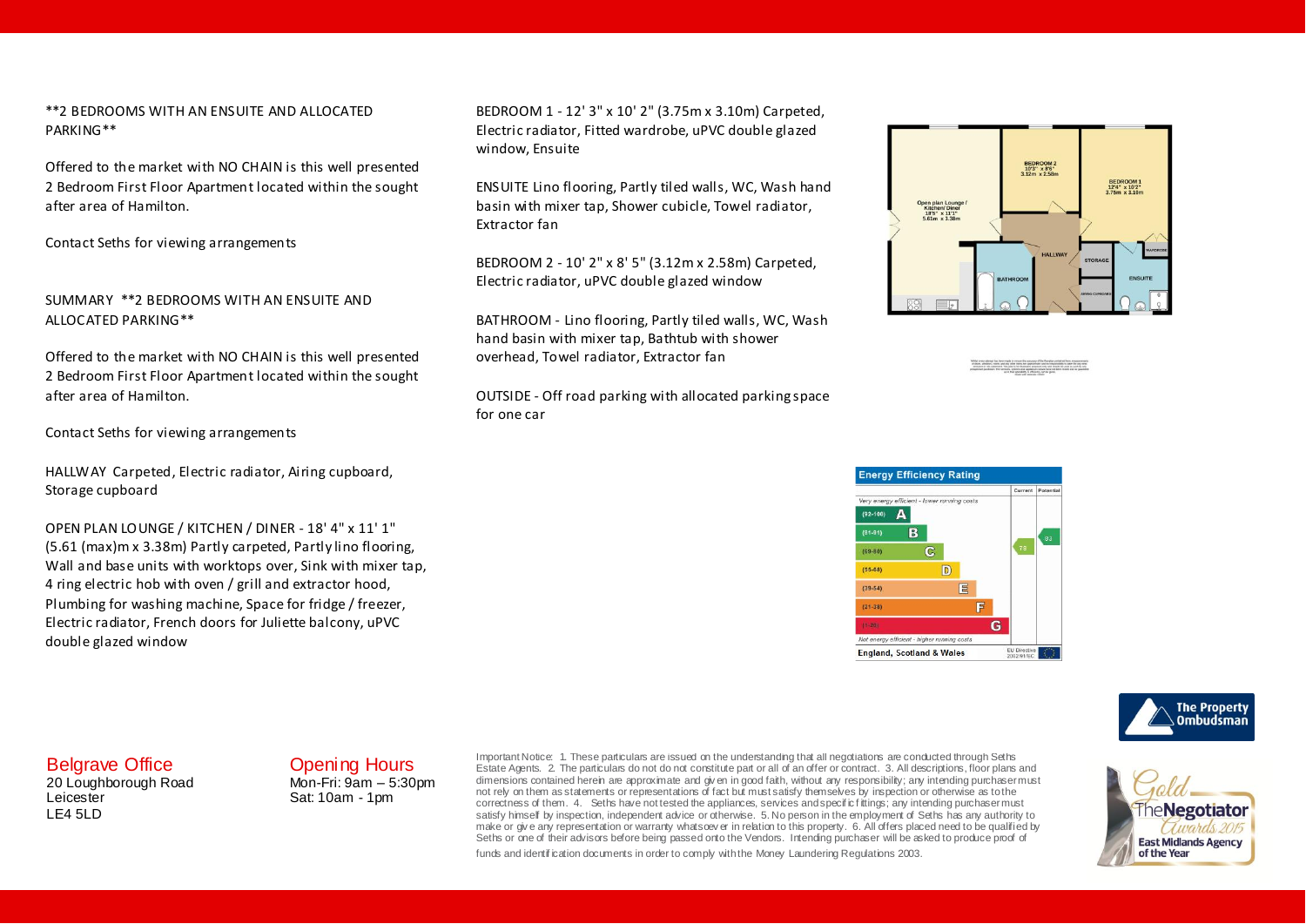**2 BEDROOMS WITH AN ENSUITE AND ALLOCATED PARKING**

Offered to the market with NO CHAIN is this well presented 2 Bedroom First Floor Apartment located within the sought after area of Hamilton.

Contact Seths for viewing arrangements

SUMMARY **2 BEDROOMS WITH AN ENSUITE AND ALLOCATED PARKING**

Offered to the market with NO CHAIN is this well presented 2 Bedroom First Floor Apartment located within the sought after area of Hamilton.

Contact Seths for viewing arrangements

HALLWAY Carpeted, Electric radiator, Airing cupboard, Storage cupboard

OPEN PLAN LOUNGE / KITCHEN / DINER - 18' 4" x 11' 1" (5.61 (max)m x 3.38m) Partly carpeted, Partly lino flooring, Wall and base units with worktops over, Sink with mixer tap, 4 ring electric hob with oven / grill and extractor hood, Plumbing for washing machine, Space for fridge / freezer, Electric radiator, French doors for Juliette balcony, uPVC double glazed window

BEDROOM 1 - 12' 3" x 10' 2" (3.75m x 3.10m) Carpeted, Electric radiator, Fitted wardrobe, uPVC double glazed window, Ensuite

ENSUITE Lino flooring, Partly tiled walls, WC, Wash hand basin with mixer tap, Shower cubicle, Towel radiator, Extractor fan

BEDROOM 2 - 10' 2" x 8' 5" (3.12m x 2.58m) Carpeted, Electric radiator, uPVC double glazed window

BATHROOM - Lino flooring, Partly tiled walls, WC, Wash hand basin with mixer tap, Bathtub with shower overhead, Towel radiator, Extractor fan

OUTSIDE - Off road parking with allocated parking space for one car

Open plan Lounge / Kitchen/ Diner
18'5" x 11'1"
5.61m x 3.38m

BEDROOM 2
10'3" x 8'6"
3.12m x 2.58m

BEDROOM 1
12'4" x 10'2"
3.75m x 3.10m

HALLWAY

STORAGE

WARDROBE

BATHROOM

ENSUITE

AIRING CUPBOARD

Energy Efficiency Rating

Current

Potential

Very energy efficient - lower running costs

(92-100) A

(81-91) B

(69-80) C

(55-68) D

(39-54) E

(21-38) F

(1-20) G

Not energy efficient - higher running costs

England, Scotland & Wales

EU Directive 2002/91/EC

73

83

## Belgrave Office

20 Loughborough Road
Leicester
LE4 5LD

## Opening Hours

Mon-Fri: 9am – 5:30pm
Sat: 10am - 1pm

Important Notice: 1. These particulars are issued on the understanding that all negotiations are conducted through Seths Estate Agents. 2. The particulars do not do not constitute part or all of an offer or contract. 3. All descriptions, floor plans and dimensions contained herein are approximate and given in good faith, without any responsibility; any intending purchaser must not rely on them as statements or representations of fact but must satisfy themselves by inspection or otherwise as to the correctness of them. 4. Seths have not tested the appliances, services and specific fittings; any intending purchaser must satisfy himself by inspection, independent advice or otherwise. 5. No person in the employment of Seths has any authority to make or give any representation or warranty whatsoever in relation to this property. 6. All offers placed need to be qualified by Seths or one of their advisors before being passed onto the Vendors. Intending purchaser will be asked to produce proof of funds and identification documents in order to comply with the Money Laundering Regulations 2003.

The Property Ombudsman

Gold The Negotiator Awards 2015 East Midlands Agency of the Year